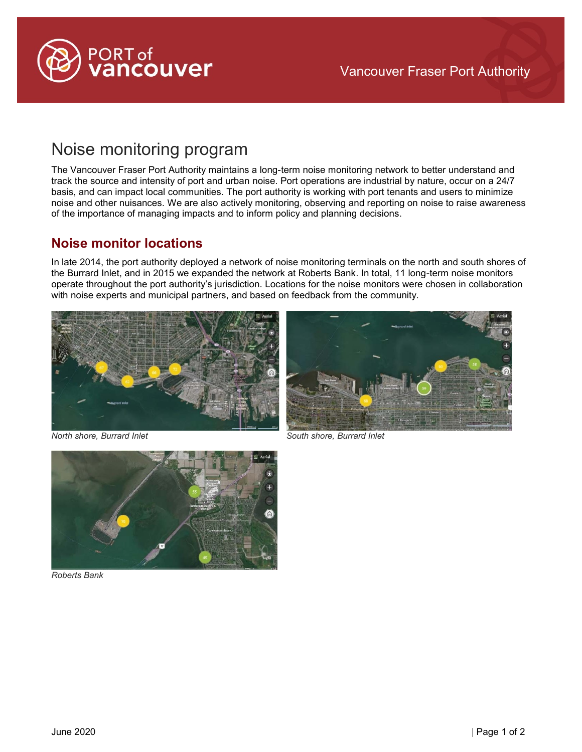# Noise monitoring program

The Vancouver Fraser Port Authority maintains a long-term noise monitoring network to better understand and track the source and intensity of port and urban noise. Port operations are industrial by nature, occur on a 24/7 basis, and can impact local communities. The port authority is working with port tenants and users to minimize noise and other nuisances. We are also actively monitoring, observing and reporting on noise to raise awareness of the importance of managing impacts and to inform policy and planning decisions.

## Noise monitor locations

In late 2014, the port authority deployed a network of noise monitoring terminals on the north and south shores of the Burrard Inlet, and in 2015 we expanded the network at Roberts Bank. In total, 11 long-term noise monitors operate throughout the port authority's jurisdiction. Locations for the noise monitors were chosen in collaboration with noise experts and municipal partners, and based on feedback from the community.

*North shore, Burrard Inlet*

*South shore, Burrard Inlet*

*Roberts Bank*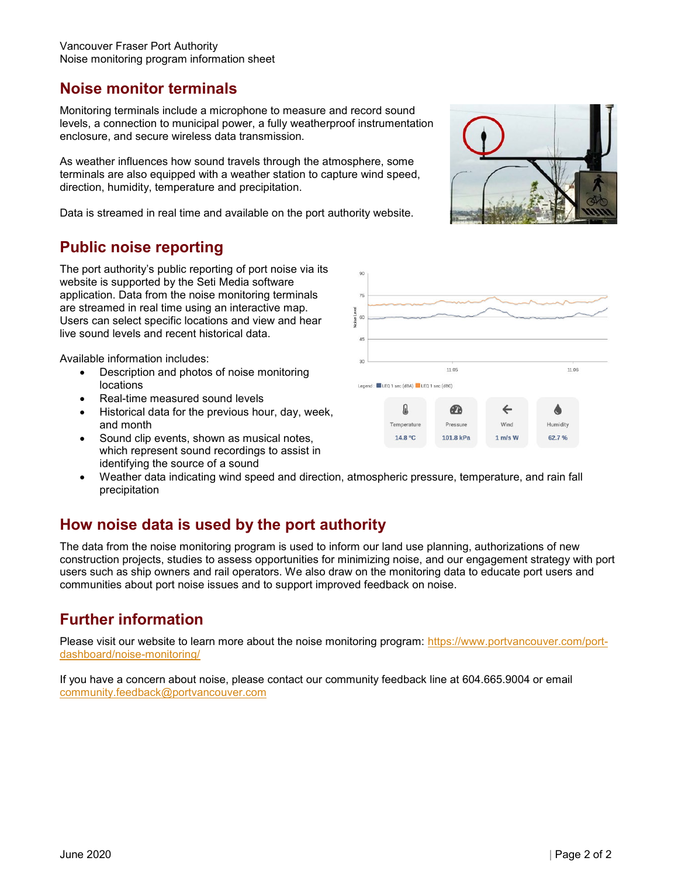Vancouver Fraser Port Authority
Noise monitoring program information sheet

## Noise monitor terminals

Monitoring terminals include a microphone to measure and record sound levels, a connection to municipal power, a fully weatherproof instrumentation enclosure, and secure wireless data transmission.

As weather influences how sound travels through the atmosphere, some terminals are also equipped with a weather station to capture wind speed, direction, humidity, temperature and precipitation.

Data is streamed in real time and available on the port authority website.

## Public noise reporting

The port authority's public reporting of port noise via its website is supported by the Seti Media software application. Data from the noise monitoring terminals are streamed in real time using an interactive map. Users can select specific locations and view and hear live sound levels and recent historical data.

Available information includes:

- Description and photos of noise monitoring locations
- Real-time measured sound levels
- Historical data for the previous hour, day, week, and month
- Sound clip events, shown as musical notes, which represent sound recordings to assist in identifying the source of a sound
- Weather data indicating wind speed and direction, atmospheric pressure, temperature, and rain fall precipitation

90
75
60
45
30
Noise Level
11:05
11:06
Legend: LEQ 1 sec (dBA) LEQ 1 sec (dBC)

Temperature
14.8 °C
Pressure
101.8 kPa
Wind
1 m/s W
Humidity
62.7 %

## How noise data is used by the port authority

The data from the noise monitoring program is used to inform our land use planning, authorizations of new construction projects, studies to assess opportunities for minimizing noise, and our engagement strategy with port users such as ship owners and rail operators. We also draw on the monitoring data to educate port users and communities about port noise issues and to support improved feedback on noise.

## Further information

Please visit our website to learn more about the noise monitoring program: [https://www.portvancouver.com/port-dashboard/noise-monitoring/](https://www.portvancouver.com/port-dashboard/noise-monitoring/)

If you have a concern about noise, please contact our community feedback line at 604.665.9004 or email [community.feedback@portvancouver.com](mailto:community.feedback@portvancouver.com)

June 2020